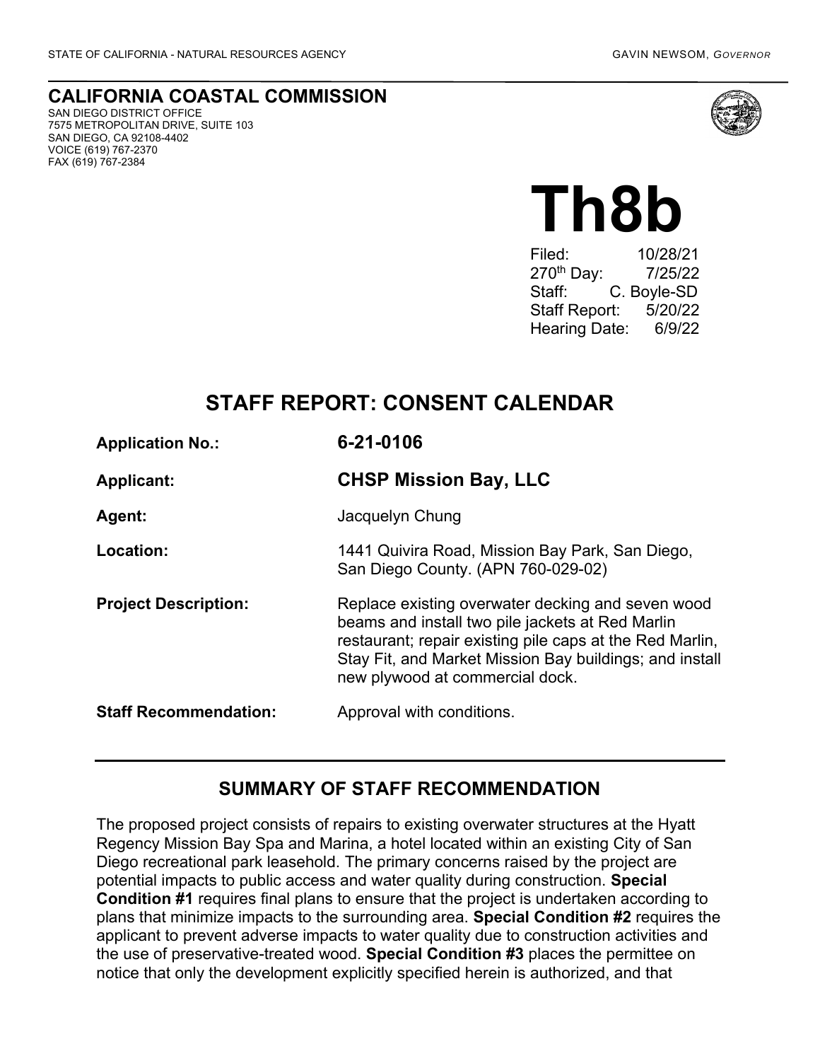STATE OF CALIFORNIA - NATURAL RESOURCES AGENCY

GAVIN NEWSOM, *GOVERNOR*

**CALIFORNIA COASTAL COMMISSION**
SAN DIEGO DISTRICT OFFICE
7575 METROPOLITAN DRIVE, SUITE 103
SAN DIEGO, CA 92108-4402
VOICE (619) 767-2370
FAX (619) 767-2384

# Th8b

Filed: 10/28/21
270th Day: 7/25/22
Staff: C. Boyle-SD
Staff Report: 5/20/22
Hearing Date: 6/9/22

## STAFF REPORT: CONSENT CALENDAR

| | |
|---|---|
| **Application No.:** | **6-21-0106** |
| **Applicant:** | **CHSP Mission Bay, LLC** |
| **Agent:** | Jacquelyn Chung |
| **Location:** | 1441 Quivira Road, Mission Bay Park, San Diego, San Diego County. (APN 760-029-02) |
| **Project Description:** | Replace existing overwater decking and seven wood beams and install two pile jackets at Red Marlin restaurant; repair existing pile caps at the Red Marlin, Stay Fit, and Market Mission Bay buildings; and install new plywood at commercial dock. |
| **Staff Recommendation:** | Approval with conditions. |

## SUMMARY OF STAFF RECOMMENDATION

The proposed project consists of repairs to existing overwater structures at the Hyatt Regency Mission Bay Spa and Marina, a hotel located within an existing City of San Diego recreational park leasehold. The primary concerns raised by the project are potential impacts to public access and water quality during construction. **Special Condition #1** requires final plans to ensure that the project is undertaken according to plans that minimize impacts to the surrounding area. **Special Condition #2** requires the applicant to prevent adverse impacts to water quality due to construction activities and the use of preservative-treated wood. **Special Condition #3** places the permittee on notice that only the development explicitly specified herein is authorized, and that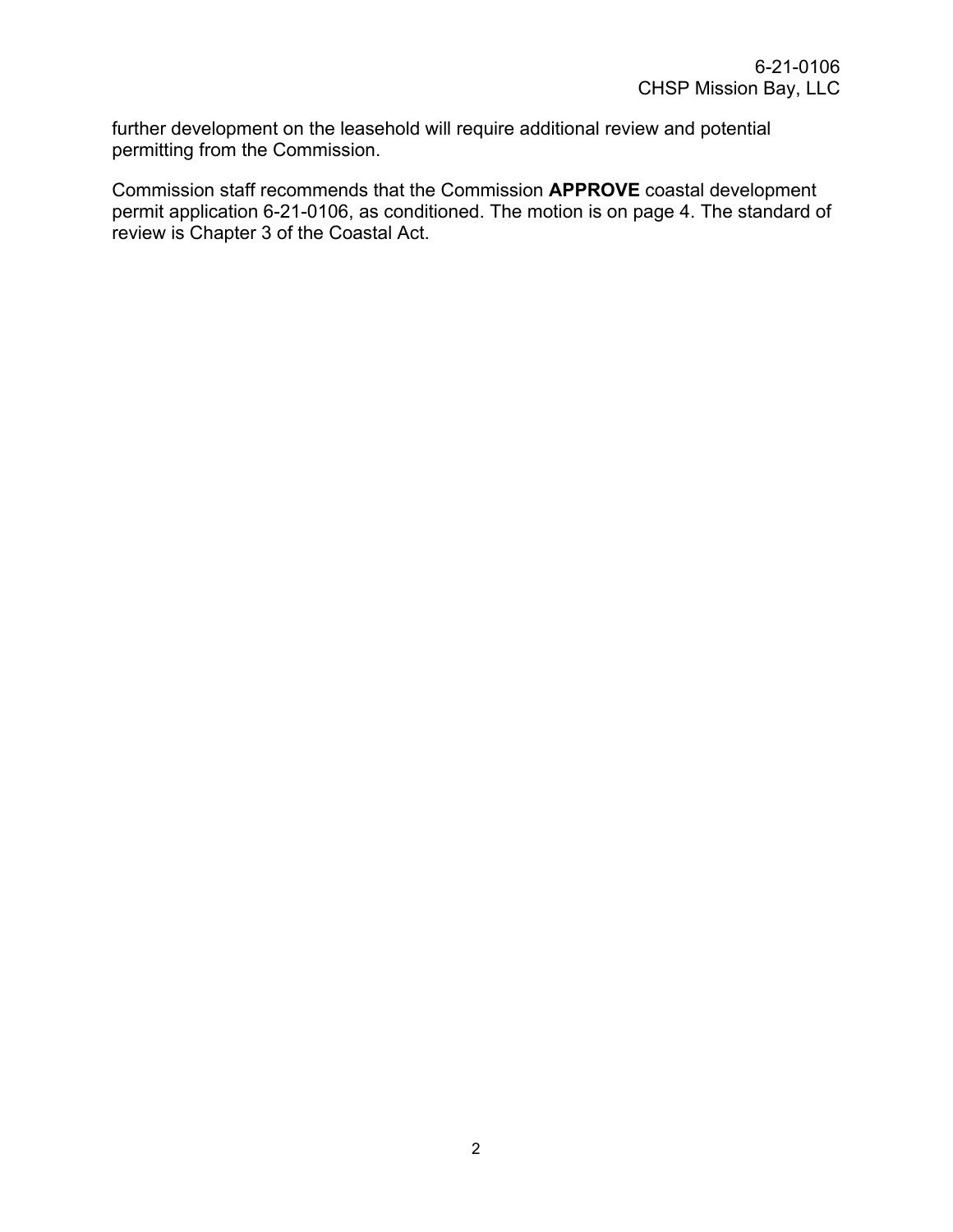further development on the leasehold will require additional review and potential permitting from the Commission.

Commission staff recommends that the Commission **APPROVE** coastal development permit application 6-21-0106, as conditioned. The motion is on page 4. The standard of review is Chapter 3 of the Coastal Act.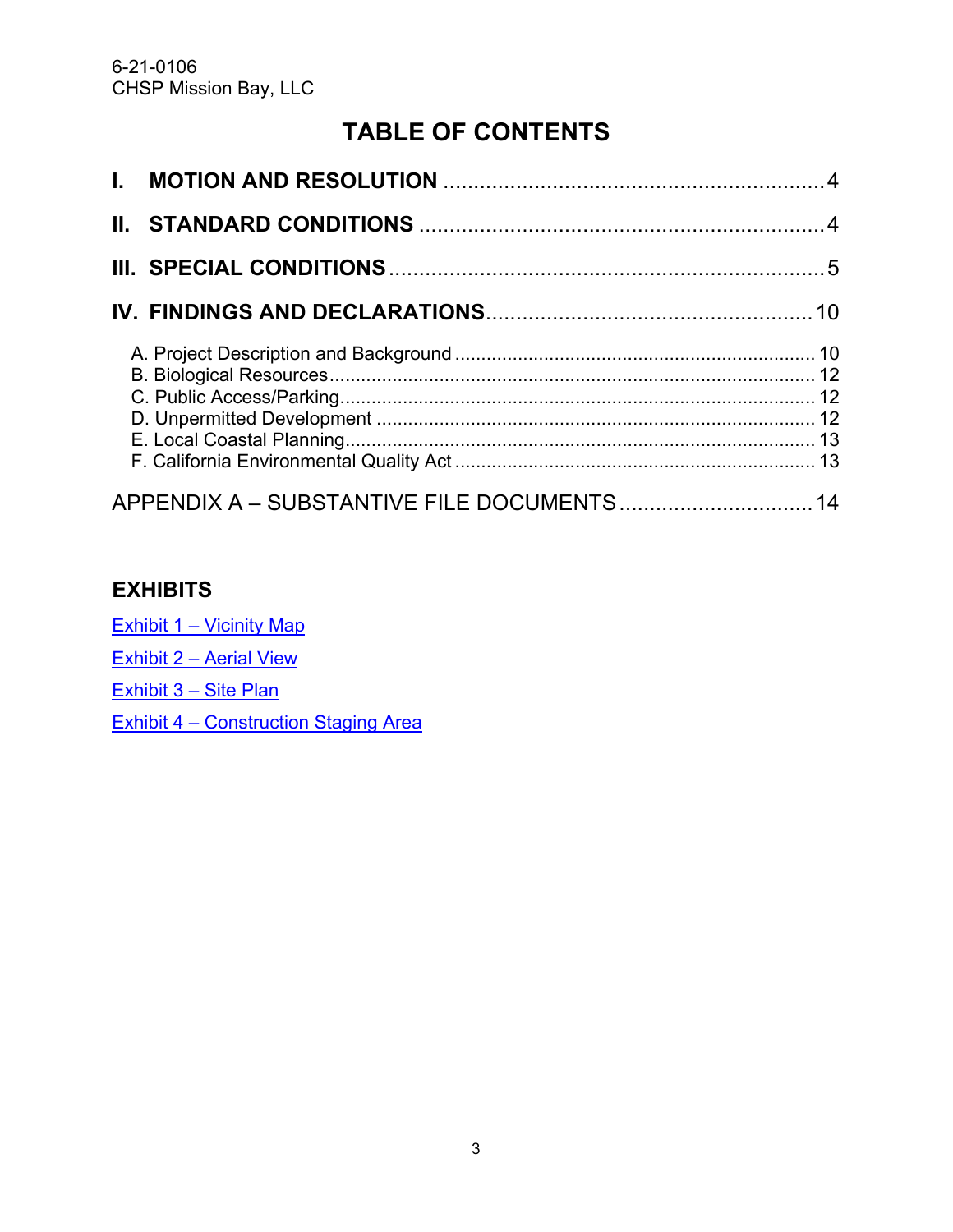6-21-0106
CHSP Mission Bay, LLC

# TABLE OF CONTENTS

**I. MOTION AND RESOLUTION** ..... 4

**II. STANDARD CONDITIONS** ..... 4

**III. SPECIAL CONDITIONS** ..... 5

**IV. FINDINGS AND DECLARATIONS** ..... 10

- A. Project Description and Background ..... 10
- B. Biological Resources ..... 12
- C. Public Access/Parking ..... 12
- D. Unpermitted Development ..... 12
- E. Local Coastal Planning ..... 13
- F. California Environmental Quality Act ..... 13

APPENDIX A – SUBSTANTIVE FILE DOCUMENTS ..... 14

## EXHIBITS

Exhibit 1 – Vicinity Map

Exhibit 2 – Aerial View

Exhibit 3 – Site Plan

Exhibit 4 – Construction Staging Area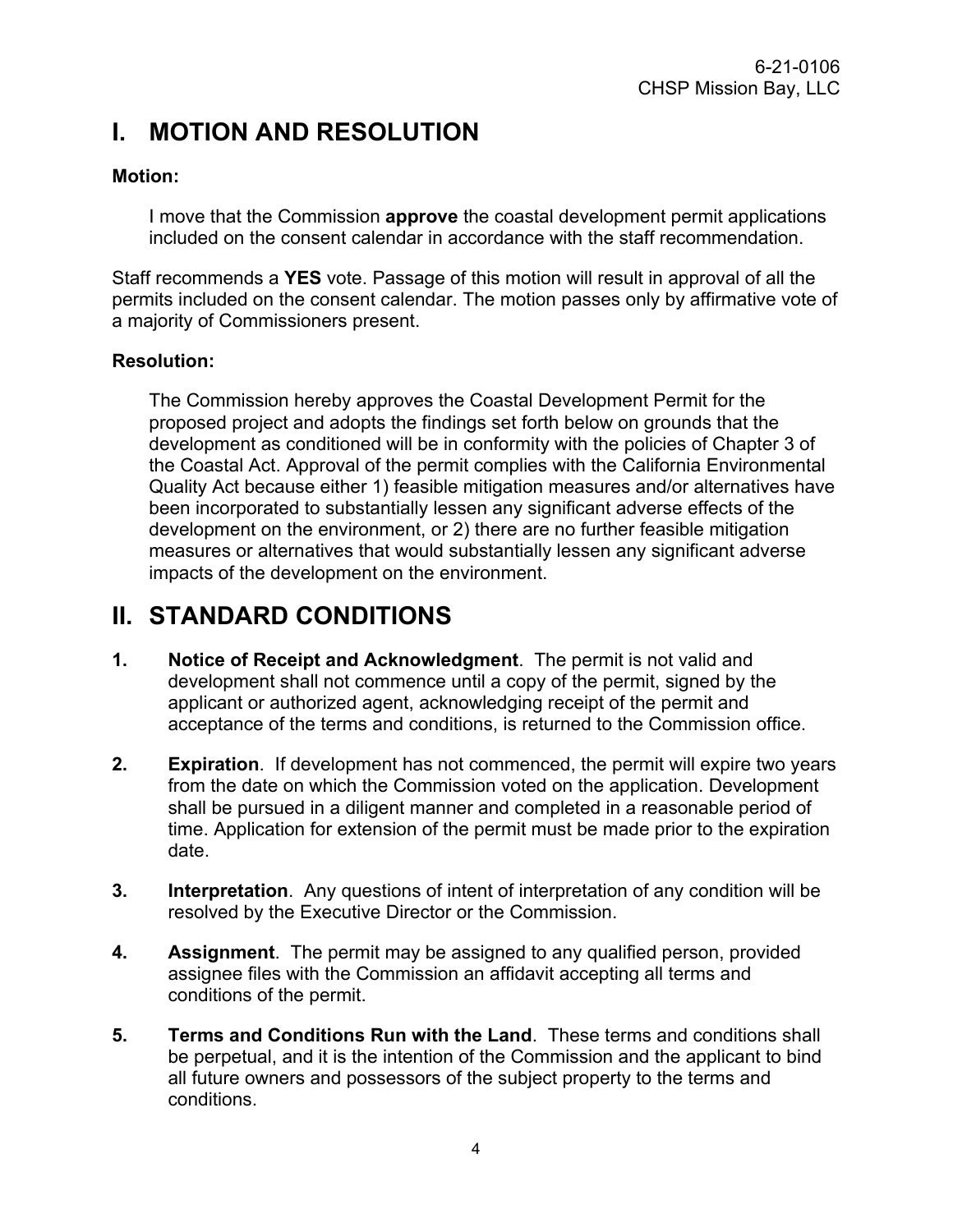# I. MOTION AND RESOLUTION

**Motion:**

I move that the Commission **approve** the coastal development permit applications included on the consent calendar in accordance with the staff recommendation.

Staff recommends a **YES** vote. Passage of this motion will result in approval of all the permits included on the consent calendar. The motion passes only by affirmative vote of a majority of Commissioners present.

**Resolution:**

The Commission hereby approves the Coastal Development Permit for the proposed project and adopts the findings set forth below on grounds that the development as conditioned will be in conformity with the policies of Chapter 3 of the Coastal Act. Approval of the permit complies with the California Environmental Quality Act because either 1) feasible mitigation measures and/or alternatives have been incorporated to substantially lessen any significant adverse effects of the development on the environment, or 2) there are no further feasible mitigation measures or alternatives that would substantially lessen any significant adverse impacts of the development on the environment.

# II. STANDARD CONDITIONS

1. **Notice of Receipt and Acknowledgment**. The permit is not valid and development shall not commence until a copy of the permit, signed by the applicant or authorized agent, acknowledging receipt of the permit and acceptance of the terms and conditions, is returned to the Commission office.

2. **Expiration**. If development has not commenced, the permit will expire two years from the date on which the Commission voted on the application. Development shall be pursued in a diligent manner and completed in a reasonable period of time. Application for extension of the permit must be made prior to the expiration date.

3. **Interpretation**. Any questions of intent of interpretation of any condition will be resolved by the Executive Director or the Commission.

4. **Assignment**. The permit may be assigned to any qualified person, provided assignee files with the Commission an affidavit accepting all terms and conditions of the permit.

5. **Terms and Conditions Run with the Land**. These terms and conditions shall be perpetual, and it is the intention of the Commission and the applicant to bind all future owners and possessors of the subject property to the terms and conditions.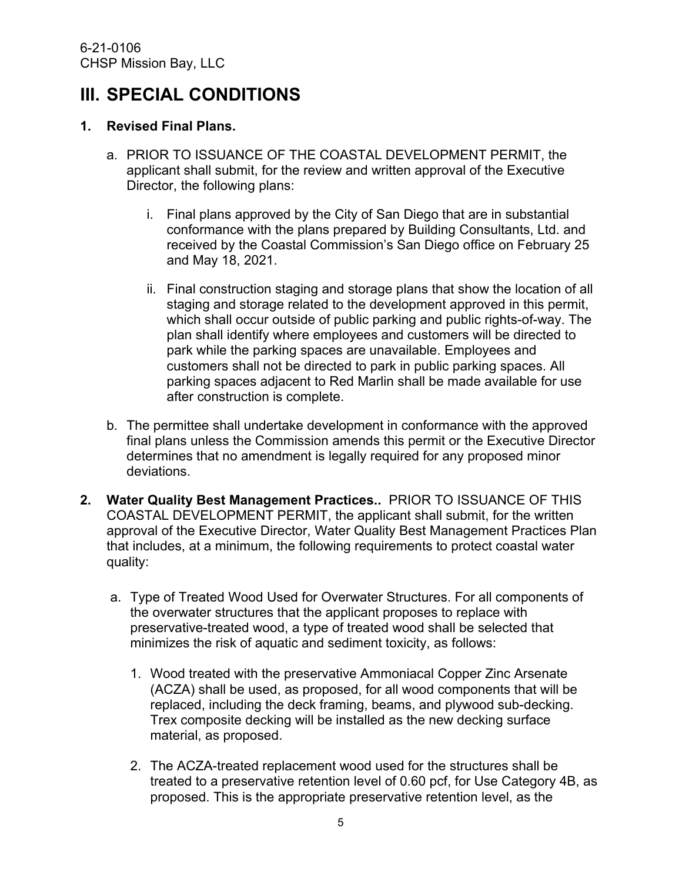# III. SPECIAL CONDITIONS

**1. Revised Final Plans.**

a. PRIOR TO ISSUANCE OF THE COASTAL DEVELOPMENT PERMIT, the applicant shall submit, for the review and written approval of the Executive Director, the following plans:

   i. Final plans approved by the City of San Diego that are in substantial conformance with the plans prepared by Building Consultants, Ltd. and received by the Coastal Commission's San Diego office on February 25 and May 18, 2021.

   ii. Final construction staging and storage plans that show the location of all staging and storage related to the development approved in this permit, which shall occur outside of public parking and public rights-of-way. The plan shall identify where employees and customers will be directed to park while the parking spaces are unavailable. Employees and customers shall not be directed to park in public parking spaces. All parking spaces adjacent to Red Marlin shall be made available for use after construction is complete.

b. The permittee shall undertake development in conformance with the approved final plans unless the Commission amends this permit or the Executive Director determines that no amendment is legally required for any proposed minor deviations.

**2. Water Quality Best Management Practices..** PRIOR TO ISSUANCE OF THIS COASTAL DEVELOPMENT PERMIT, the applicant shall submit, for the written approval of the Executive Director, Water Quality Best Management Practices Plan that includes, at a minimum, the following requirements to protect coastal water quality:

a. Type of Treated Wood Used for Overwater Structures. For all components of the overwater structures that the applicant proposes to replace with preservative-treated wood, a type of treated wood shall be selected that minimizes the risk of aquatic and sediment toxicity, as follows:

   1. Wood treated with the preservative Ammoniacal Copper Zinc Arsenate (ACZA) shall be used, as proposed, for all wood components that will be replaced, including the deck framing, beams, and plywood sub-decking. Trex composite decking will be installed as the new decking surface material, as proposed.

   2. The ACZA-treated replacement wood used for the structures shall be treated to a preservative retention level of 0.60 pcf, for Use Category 4B, as proposed. This is the appropriate preservative retention level, as the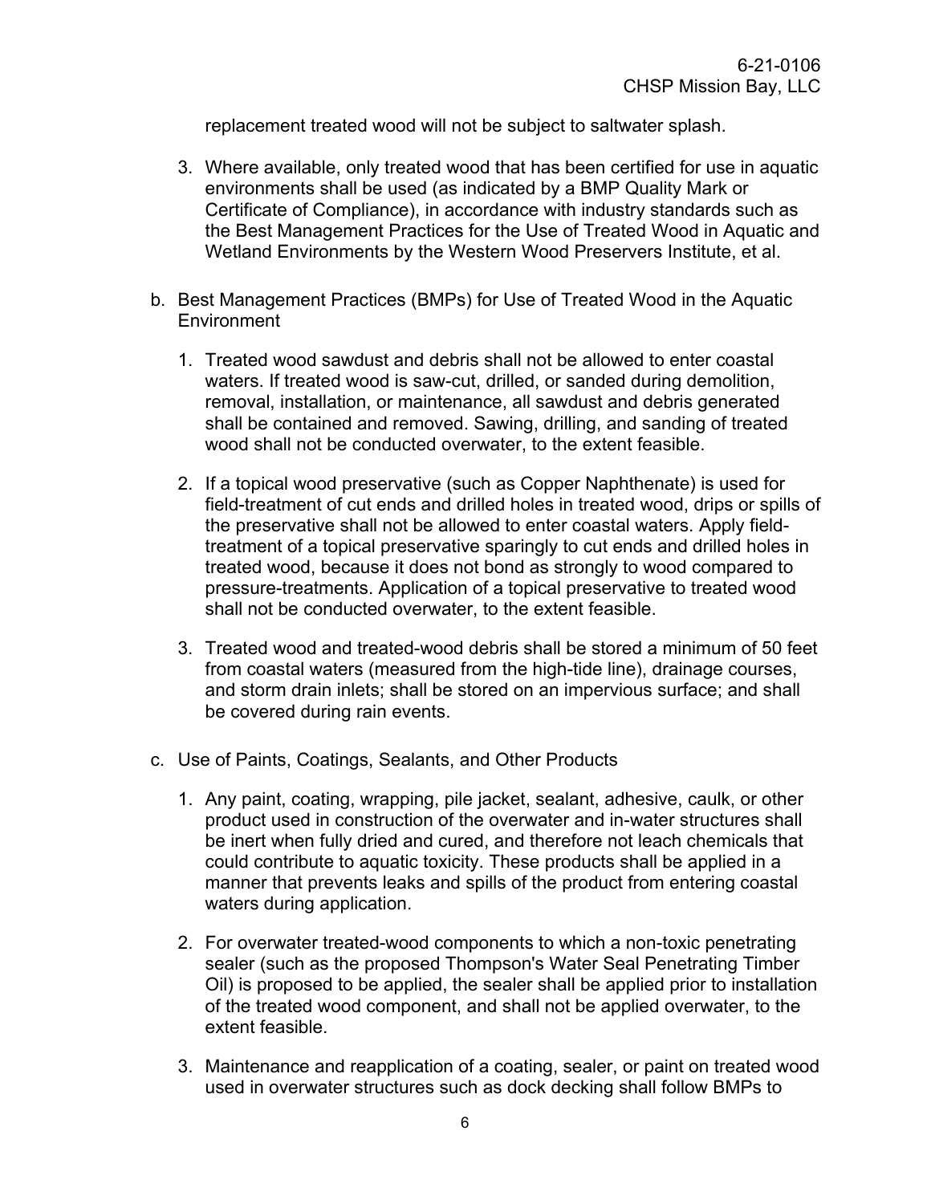replacement treated wood will not be subject to saltwater splash.

3. Where available, only treated wood that has been certified for use in aquatic environments shall be used (as indicated by a BMP Quality Mark or Certificate of Compliance), in accordance with industry standards such as the Best Management Practices for the Use of Treated Wood in Aquatic and Wetland Environments by the Western Wood Preservers Institute, et al.

b. Best Management Practices (BMPs) for Use of Treated Wood in the Aquatic Environment

1. Treated wood sawdust and debris shall not be allowed to enter coastal waters. If treated wood is saw-cut, drilled, or sanded during demolition, removal, installation, or maintenance, all sawdust and debris generated shall be contained and removed. Sawing, drilling, and sanding of treated wood shall not be conducted overwater, to the extent feasible.

2. If a topical wood preservative (such as Copper Naphthenate) is used for field-treatment of cut ends and drilled holes in treated wood, drips or spills of the preservative shall not be allowed to enter coastal waters. Apply field-treatment of a topical preservative sparingly to cut ends and drilled holes in treated wood, because it does not bond as strongly to wood compared to pressure-treatments. Application of a topical preservative to treated wood shall not be conducted overwater, to the extent feasible.

3. Treated wood and treated-wood debris shall be stored a minimum of 50 feet from coastal waters (measured from the high-tide line), drainage courses, and storm drain inlets; shall be stored on an impervious surface; and shall be covered during rain events.

c. Use of Paints, Coatings, Sealants, and Other Products

1. Any paint, coating, wrapping, pile jacket, sealant, adhesive, caulk, or other product used in construction of the overwater and in-water structures shall be inert when fully dried and cured, and therefore not leach chemicals that could contribute to aquatic toxicity. These products shall be applied in a manner that prevents leaks and spills of the product from entering coastal waters during application.

2. For overwater treated-wood components to which a non-toxic penetrating sealer (such as the proposed Thompson's Water Seal Penetrating Timber Oil) is proposed to be applied, the sealer shall be applied prior to installation of the treated wood component, and shall not be applied overwater, to the extent feasible.

3. Maintenance and reapplication of a coating, sealer, or paint on treated wood used in overwater structures such as dock decking shall follow BMPs to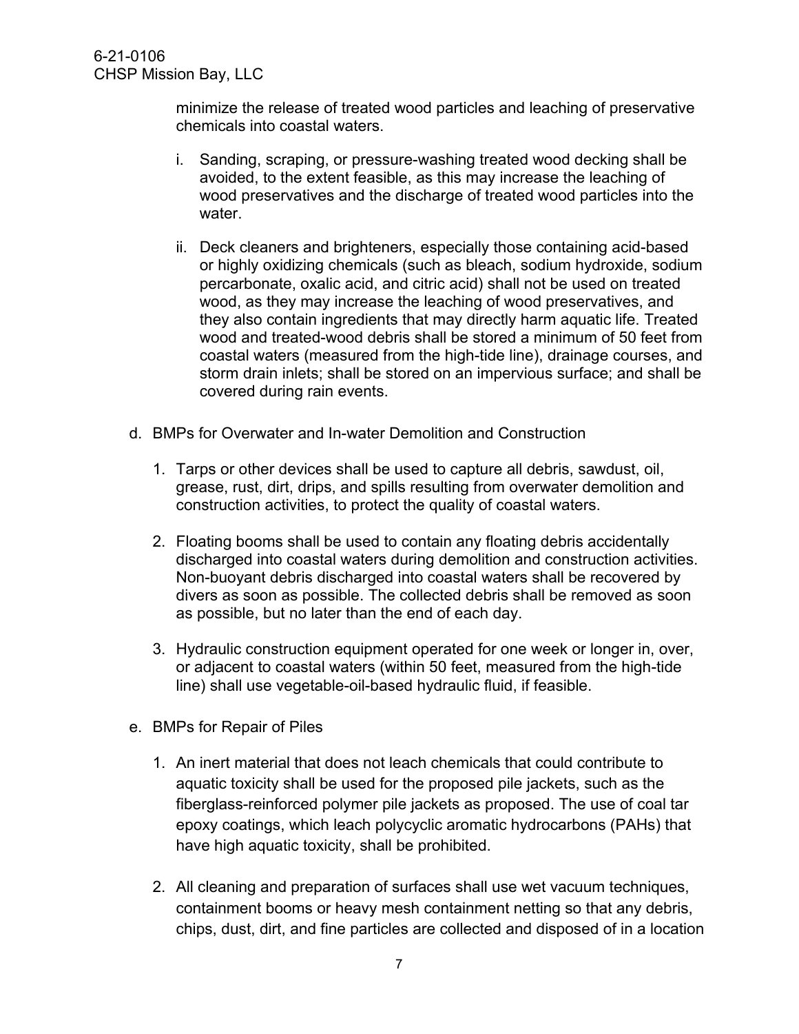minimize the release of treated wood particles and leaching of preservative chemicals into coastal waters.

  i. Sanding, scraping, or pressure-washing treated wood decking shall be avoided, to the extent feasible, as this may increase the leaching of wood preservatives and the discharge of treated wood particles into the water.

  ii. Deck cleaners and brighteners, especially those containing acid-based or highly oxidizing chemicals (such as bleach, sodium hydroxide, sodium percarbonate, oxalic acid, and citric acid) shall not be used on treated wood, as they may increase the leaching of wood preservatives, and they also contain ingredients that may directly harm aquatic life. Treated wood and treated-wood debris shall be stored a minimum of 50 feet from coastal waters (measured from the high-tide line), drainage courses, and storm drain inlets; shall be stored on an impervious surface; and shall be covered during rain events.

d. BMPs for Overwater and In-water Demolition and Construction

  1. Tarps or other devices shall be used to capture all debris, sawdust, oil, grease, rust, dirt, drips, and spills resulting from overwater demolition and construction activities, to protect the quality of coastal waters.

  2. Floating booms shall be used to contain any floating debris accidentally discharged into coastal waters during demolition and construction activities. Non-buoyant debris discharged into coastal waters shall be recovered by divers as soon as possible. The collected debris shall be removed as soon as possible, but no later than the end of each day.

  3. Hydraulic construction equipment operated for one week or longer in, over, or adjacent to coastal waters (within 50 feet, measured from the high-tide line) shall use vegetable-oil-based hydraulic fluid, if feasible.

e. BMPs for Repair of Piles

  1. An inert material that does not leach chemicals that could contribute to aquatic toxicity shall be used for the proposed pile jackets, such as the fiberglass-reinforced polymer pile jackets as proposed. The use of coal tar epoxy coatings, which leach polycyclic aromatic hydrocarbons (PAHs) that have high aquatic toxicity, shall be prohibited.

  2. All cleaning and preparation of surfaces shall use wet vacuum techniques, containment booms or heavy mesh containment netting so that any debris, chips, dust, dirt, and fine particles are collected and disposed of in a location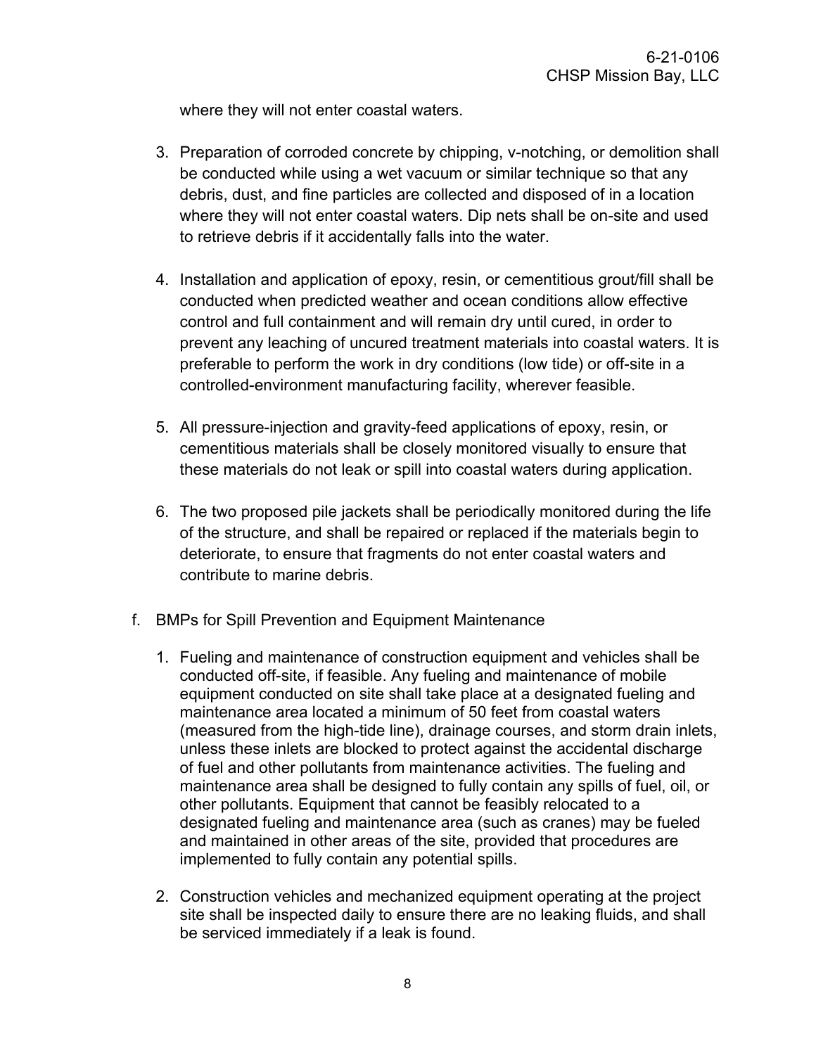where they will not enter coastal waters.

3. Preparation of corroded concrete by chipping, v-notching, or demolition shall be conducted while using a wet vacuum or similar technique so that any debris, dust, and fine particles are collected and disposed of in a location where they will not enter coastal waters. Dip nets shall be on-site and used to retrieve debris if it accidentally falls into the water.

4. Installation and application of epoxy, resin, or cementitious grout/fill shall be conducted when predicted weather and ocean conditions allow effective control and full containment and will remain dry until cured, in order to prevent any leaching of uncured treatment materials into coastal waters. It is preferable to perform the work in dry conditions (low tide) or off-site in a controlled-environment manufacturing facility, wherever feasible.

5. All pressure-injection and gravity-feed applications of epoxy, resin, or cementitious materials shall be closely monitored visually to ensure that these materials do not leak or spill into coastal waters during application.

6. The two proposed pile jackets shall be periodically monitored during the life of the structure, and shall be repaired or replaced if the materials begin to deteriorate, to ensure that fragments do not enter coastal waters and contribute to marine debris.

f. BMPs for Spill Prevention and Equipment Maintenance

1. Fueling and maintenance of construction equipment and vehicles shall be conducted off-site, if feasible. Any fueling and maintenance of mobile equipment conducted on site shall take place at a designated fueling and maintenance area located a minimum of 50 feet from coastal waters (measured from the high-tide line), drainage courses, and storm drain inlets, unless these inlets are blocked to protect against the accidental discharge of fuel and other pollutants from maintenance activities. The fueling and maintenance area shall be designed to fully contain any spills of fuel, oil, or other pollutants. Equipment that cannot be feasibly relocated to a designated fueling and maintenance area (such as cranes) may be fueled and maintained in other areas of the site, provided that procedures are implemented to fully contain any potential spills.

2. Construction vehicles and mechanized equipment operating at the project site shall be inspected daily to ensure there are no leaking fluids, and shall be serviced immediately if a leak is found.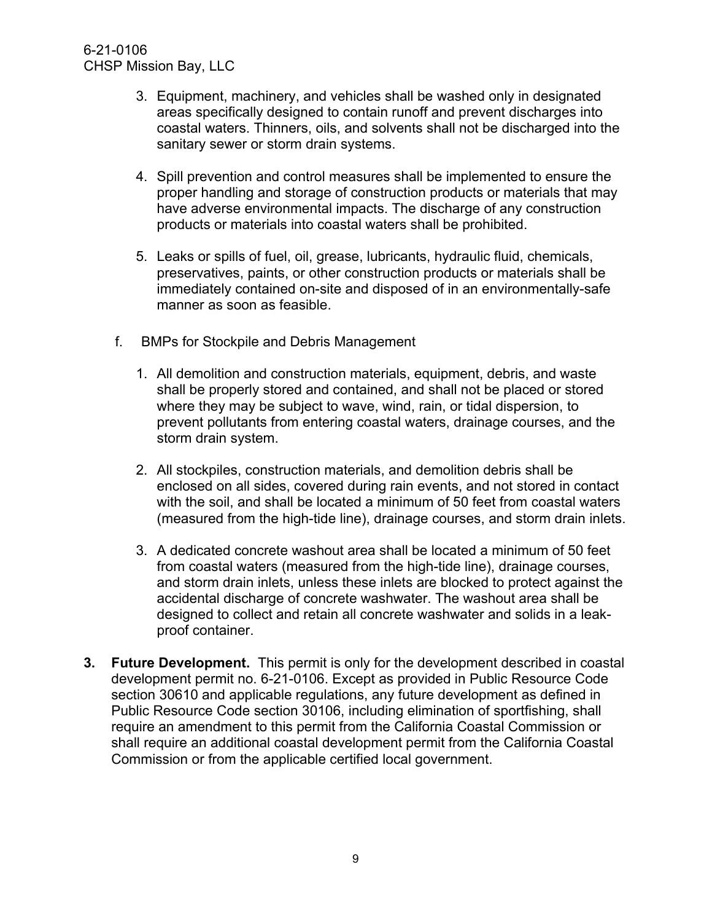3. Equipment, machinery, and vehicles shall be washed only in designated areas specifically designed to contain runoff and prevent discharges into coastal waters. Thinners, oils, and solvents shall not be discharged into the sanitary sewer or storm drain systems.

4. Spill prevention and control measures shall be implemented to ensure the proper handling and storage of construction products or materials that may have adverse environmental impacts. The discharge of any construction products or materials into coastal waters shall be prohibited.

5. Leaks or spills of fuel, oil, grease, lubricants, hydraulic fluid, chemicals, preservatives, paints, or other construction products or materials shall be immediately contained on-site and disposed of in an environmentally-safe manner as soon as feasible.

f. BMPs for Stockpile and Debris Management

1. All demolition and construction materials, equipment, debris, and waste shall be properly stored and contained, and shall not be placed or stored where they may be subject to wave, wind, rain, or tidal dispersion, to prevent pollutants from entering coastal waters, drainage courses, and the storm drain system.

2. All stockpiles, construction materials, and demolition debris shall be enclosed on all sides, covered during rain events, and not stored in contact with the soil, and shall be located a minimum of 50 feet from coastal waters (measured from the high-tide line), drainage courses, and storm drain inlets.

3. A dedicated concrete washout area shall be located a minimum of 50 feet from coastal waters (measured from the high-tide line), drainage courses, and storm drain inlets, unless these inlets are blocked to protect against the accidental discharge of concrete washwater. The washout area shall be designed to collect and retain all concrete washwater and solids in a leak-proof container.

**3. Future Development.** This permit is only for the development described in coastal development permit no. 6-21-0106. Except as provided in Public Resource Code section 30610 and applicable regulations, any future development as defined in Public Resource Code section 30106, including elimination of sportfishing, shall require an amendment to this permit from the California Coastal Commission or shall require an additional coastal development permit from the California Coastal Commission or from the applicable certified local government.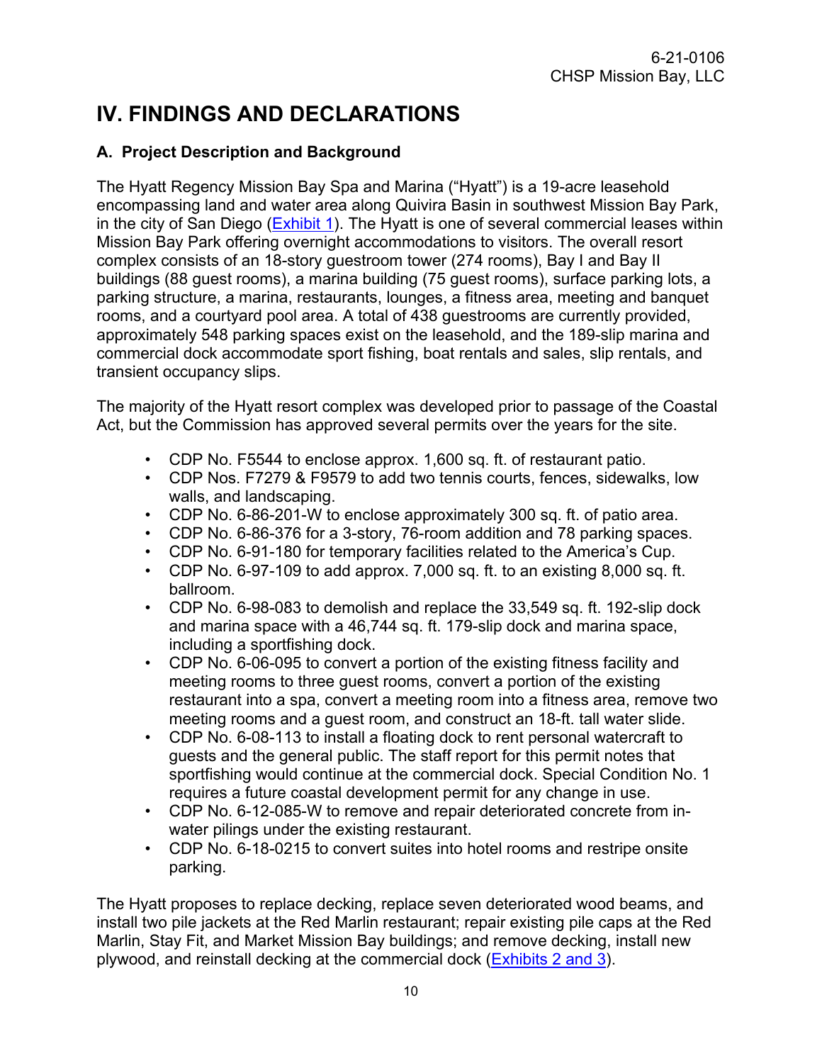# IV. FINDINGS AND DECLARATIONS

### A. Project Description and Background

The Hyatt Regency Mission Bay Spa and Marina ("Hyatt") is a 19-acre leasehold encompassing land and water area along Quivira Basin in southwest Mission Bay Park, in the city of San Diego (Exhibit 1). The Hyatt is one of several commercial leases within Mission Bay Park offering overnight accommodations to visitors. The overall resort complex consists of an 18-story guestroom tower (274 rooms), Bay I and Bay II buildings (88 guest rooms), a marina building (75 guest rooms), surface parking lots, a parking structure, a marina, restaurants, lounges, a fitness area, meeting and banquet rooms, and a courtyard pool area. A total of 438 guestrooms are currently provided, approximately 548 parking spaces exist on the leasehold, and the 189-slip marina and commercial dock accommodate sport fishing, boat rentals and sales, slip rentals, and transient occupancy slips.

The majority of the Hyatt resort complex was developed prior to passage of the Coastal Act, but the Commission has approved several permits over the years for the site.

- CDP No. F5544 to enclose approx. 1,600 sq. ft. of restaurant patio.
- CDP Nos. F7279 & F9579 to add two tennis courts, fences, sidewalks, low walls, and landscaping.
- CDP No. 6-86-201-W to enclose approximately 300 sq. ft. of patio area.
- CDP No. 6-86-376 for a 3-story, 76-room addition and 78 parking spaces.
- CDP No. 6-91-180 for temporary facilities related to the America's Cup.
- CDP No. 6-97-109 to add approx. 7,000 sq. ft. to an existing 8,000 sq. ft. ballroom.
- CDP No. 6-98-083 to demolish and replace the 33,549 sq. ft. 192-slip dock and marina space with a 46,744 sq. ft. 179-slip dock and marina space, including a sportfishing dock.
- CDP No. 6-06-095 to convert a portion of the existing fitness facility and meeting rooms to three guest rooms, convert a portion of the existing restaurant into a spa, convert a meeting room into a fitness area, remove two meeting rooms and a guest room, and construct an 18-ft. tall water slide.
- CDP No. 6-08-113 to install a floating dock to rent personal watercraft to guests and the general public. The staff report for this permit notes that sportfishing would continue at the commercial dock. Special Condition No. 1 requires a future coastal development permit for any change in use.
- CDP No. 6-12-085-W to remove and repair deteriorated concrete from in-water pilings under the existing restaurant.
- CDP No. 6-18-0215 to convert suites into hotel rooms and restripe onsite parking.

The Hyatt proposes to replace decking, replace seven deteriorated wood beams, and install two pile jackets at the Red Marlin restaurant; repair existing pile caps at the Red Marlin, Stay Fit, and Market Mission Bay buildings; and remove decking, install new plywood, and reinstall decking at the commercial dock (Exhibits 2 and 3).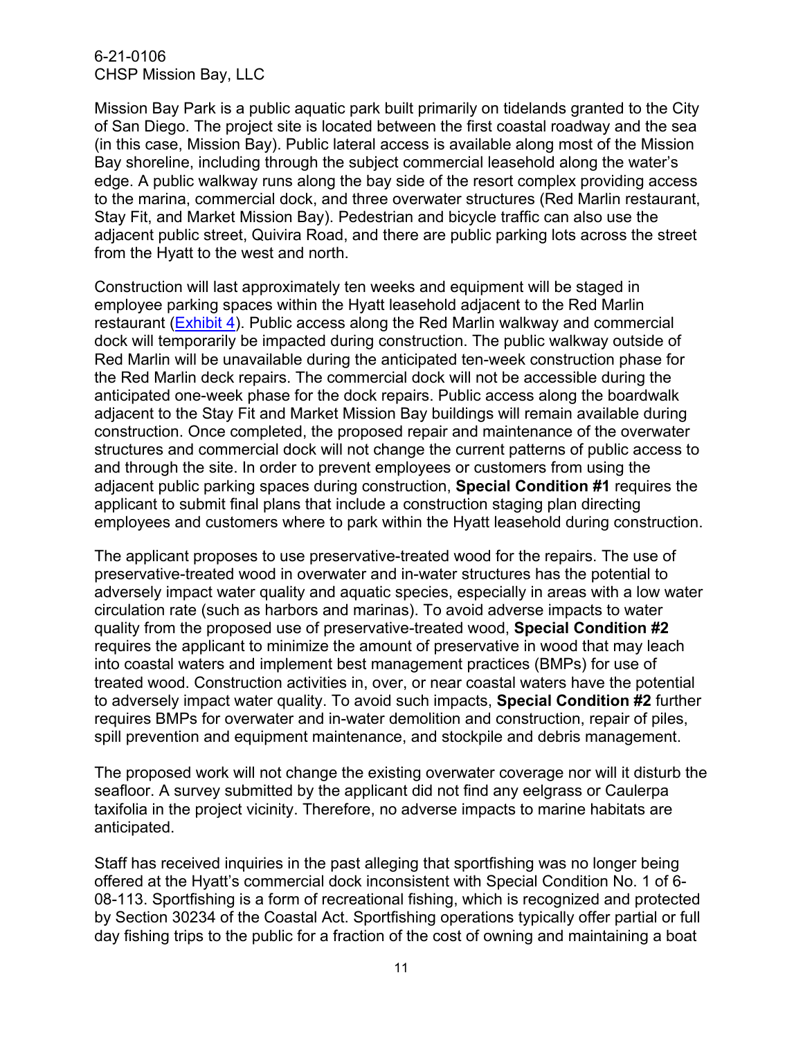Mission Bay Park is a public aquatic park built primarily on tidelands granted to the City of San Diego. The project site is located between the first coastal roadway and the sea (in this case, Mission Bay). Public lateral access is available along most of the Mission Bay shoreline, including through the subject commercial leasehold along the water's edge. A public walkway runs along the bay side of the resort complex providing access to the marina, commercial dock, and three overwater structures (Red Marlin restaurant, Stay Fit, and Market Mission Bay). Pedestrian and bicycle traffic can also use the adjacent public street, Quivira Road, and there are public parking lots across the street from the Hyatt to the west and north.

Construction will last approximately ten weeks and equipment will be staged in employee parking spaces within the Hyatt leasehold adjacent to the Red Marlin restaurant (Exhibit 4). Public access along the Red Marlin walkway and commercial dock will temporarily be impacted during construction. The public walkway outside of Red Marlin will be unavailable during the anticipated ten-week construction phase for the Red Marlin deck repairs. The commercial dock will not be accessible during the anticipated one-week phase for the dock repairs. Public access along the boardwalk adjacent to the Stay Fit and Market Mission Bay buildings will remain available during construction. Once completed, the proposed repair and maintenance of the overwater structures and commercial dock will not change the current patterns of public access to and through the site. In order to prevent employees or customers from using the adjacent public parking spaces during construction, **Special Condition #1** requires the applicant to submit final plans that include a construction staging plan directing employees and customers where to park within the Hyatt leasehold during construction.

The applicant proposes to use preservative-treated wood for the repairs. The use of preservative-treated wood in overwater and in-water structures has the potential to adversely impact water quality and aquatic species, especially in areas with a low water circulation rate (such as harbors and marinas). To avoid adverse impacts to water quality from the proposed use of preservative-treated wood, **Special Condition #2** requires the applicant to minimize the amount of preservative in wood that may leach into coastal waters and implement best management practices (BMPs) for use of treated wood. Construction activities in, over, or near coastal waters have the potential to adversely impact water quality. To avoid such impacts, **Special Condition #2** further requires BMPs for overwater and in-water demolition and construction, repair of piles, spill prevention and equipment maintenance, and stockpile and debris management.

The proposed work will not change the existing overwater coverage nor will it disturb the seafloor. A survey submitted by the applicant did not find any eelgrass or Caulerpa taxifolia in the project vicinity. Therefore, no adverse impacts to marine habitats are anticipated.

Staff has received inquiries in the past alleging that sportfishing was no longer being offered at the Hyatt's commercial dock inconsistent with Special Condition No. 1 of 6-08-113. Sportfishing is a form of recreational fishing, which is recognized and protected by Section 30234 of the Coastal Act. Sportfishing operations typically offer partial or full day fishing trips to the public for a fraction of the cost of owning and maintaining a boat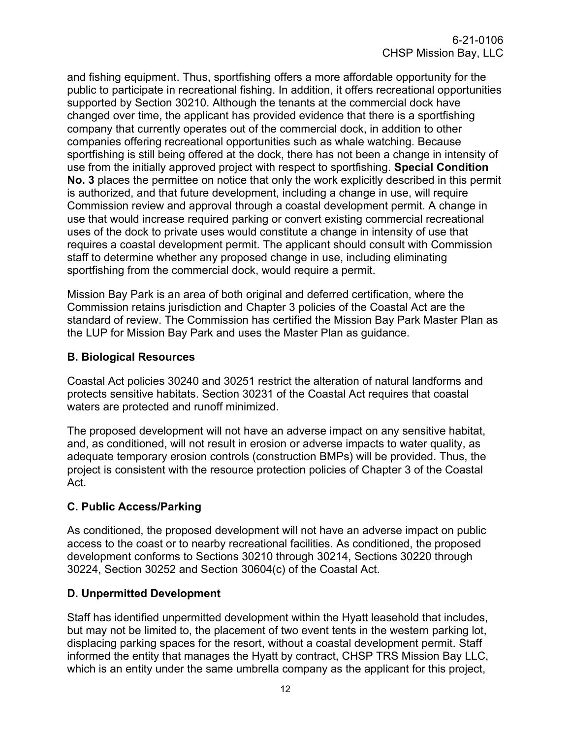and fishing equipment. Thus, sportfishing offers a more affordable opportunity for the public to participate in recreational fishing. In addition, it offers recreational opportunities supported by Section 30210. Although the tenants at the commercial dock have changed over time, the applicant has provided evidence that there is a sportfishing company that currently operates out of the commercial dock, in addition to other companies offering recreational opportunities such as whale watching. Because sportfishing is still being offered at the dock, there has not been a change in intensity of use from the initially approved project with respect to sportfishing. **Special Condition No. 3** places the permittee on notice that only the work explicitly described in this permit is authorized, and that future development, including a change in use, will require Commission review and approval through a coastal development permit. A change in use that would increase required parking or convert existing commercial recreational uses of the dock to private uses would constitute a change in intensity of use that requires a coastal development permit. The applicant should consult with Commission staff to determine whether any proposed change in use, including eliminating sportfishing from the commercial dock, would require a permit.

Mission Bay Park is an area of both original and deferred certification, where the Commission retains jurisdiction and Chapter 3 policies of the Coastal Act are the standard of review. The Commission has certified the Mission Bay Park Master Plan as the LUP for Mission Bay Park and uses the Master Plan as guidance.

## B. Biological Resources

Coastal Act policies 30240 and 30251 restrict the alteration of natural landforms and protects sensitive habitats. Section 30231 of the Coastal Act requires that coastal waters are protected and runoff minimized.

The proposed development will not have an adverse impact on any sensitive habitat, and, as conditioned, will not result in erosion or adverse impacts to water quality, as adequate temporary erosion controls (construction BMPs) will be provided. Thus, the project is consistent with the resource protection policies of Chapter 3 of the Coastal Act.

## C. Public Access/Parking

As conditioned, the proposed development will not have an adverse impact on public access to the coast or to nearby recreational facilities. As conditioned, the proposed development conforms to Sections 30210 through 30214, Sections 30220 through 30224, Section 30252 and Section 30604(c) of the Coastal Act.

## D. Unpermitted Development

Staff has identified unpermitted development within the Hyatt leasehold that includes, but may not be limited to, the placement of two event tents in the western parking lot, displacing parking spaces for the resort, without a coastal development permit. Staff informed the entity that manages the Hyatt by contract, CHSP TRS Mission Bay LLC, which is an entity under the same umbrella company as the applicant for this project,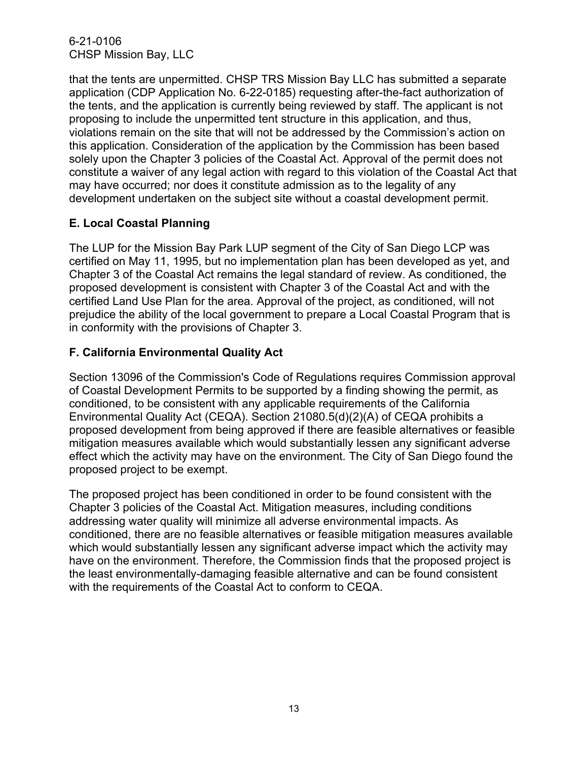that the tents are unpermitted. CHSP TRS Mission Bay LLC has submitted a separate application (CDP Application No. 6-22-0185) requesting after-the-fact authorization of the tents, and the application is currently being reviewed by staff. The applicant is not proposing to include the unpermitted tent structure in this application, and thus, violations remain on the site that will not be addressed by the Commission's action on this application. Consideration of the application by the Commission has been based solely upon the Chapter 3 policies of the Coastal Act. Approval of the permit does not constitute a waiver of any legal action with regard to this violation of the Coastal Act that may have occurred; nor does it constitute admission as to the legality of any development undertaken on the subject site without a coastal development permit.

## E. Local Coastal Planning

The LUP for the Mission Bay Park LUP segment of the City of San Diego LCP was certified on May 11, 1995, but no implementation plan has been developed as yet, and Chapter 3 of the Coastal Act remains the legal standard of review. As conditioned, the proposed development is consistent with Chapter 3 of the Coastal Act and with the certified Land Use Plan for the area. Approval of the project, as conditioned, will not prejudice the ability of the local government to prepare a Local Coastal Program that is in conformity with the provisions of Chapter 3.

## F. California Environmental Quality Act

Section 13096 of the Commission's Code of Regulations requires Commission approval of Coastal Development Permits to be supported by a finding showing the permit, as conditioned, to be consistent with any applicable requirements of the California Environmental Quality Act (CEQA). Section 21080.5(d)(2)(A) of CEQA prohibits a proposed development from being approved if there are feasible alternatives or feasible mitigation measures available which would substantially lessen any significant adverse effect which the activity may have on the environment. The City of San Diego found the proposed project to be exempt.

The proposed project has been conditioned in order to be found consistent with the Chapter 3 policies of the Coastal Act. Mitigation measures, including conditions addressing water quality will minimize all adverse environmental impacts. As conditioned, there are no feasible alternatives or feasible mitigation measures available which would substantially lessen any significant adverse impact which the activity may have on the environment. Therefore, the Commission finds that the proposed project is the least environmentally-damaging feasible alternative and can be found consistent with the requirements of the Coastal Act to conform to CEQA.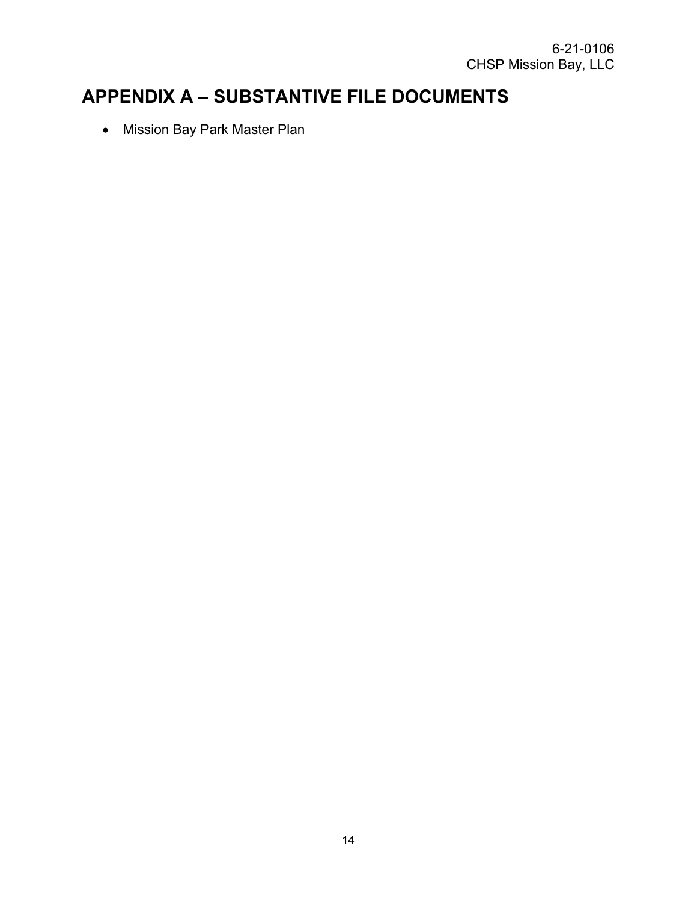# APPENDIX A – SUBSTANTIVE FILE DOCUMENTS

- Mission Bay Park Master Plan